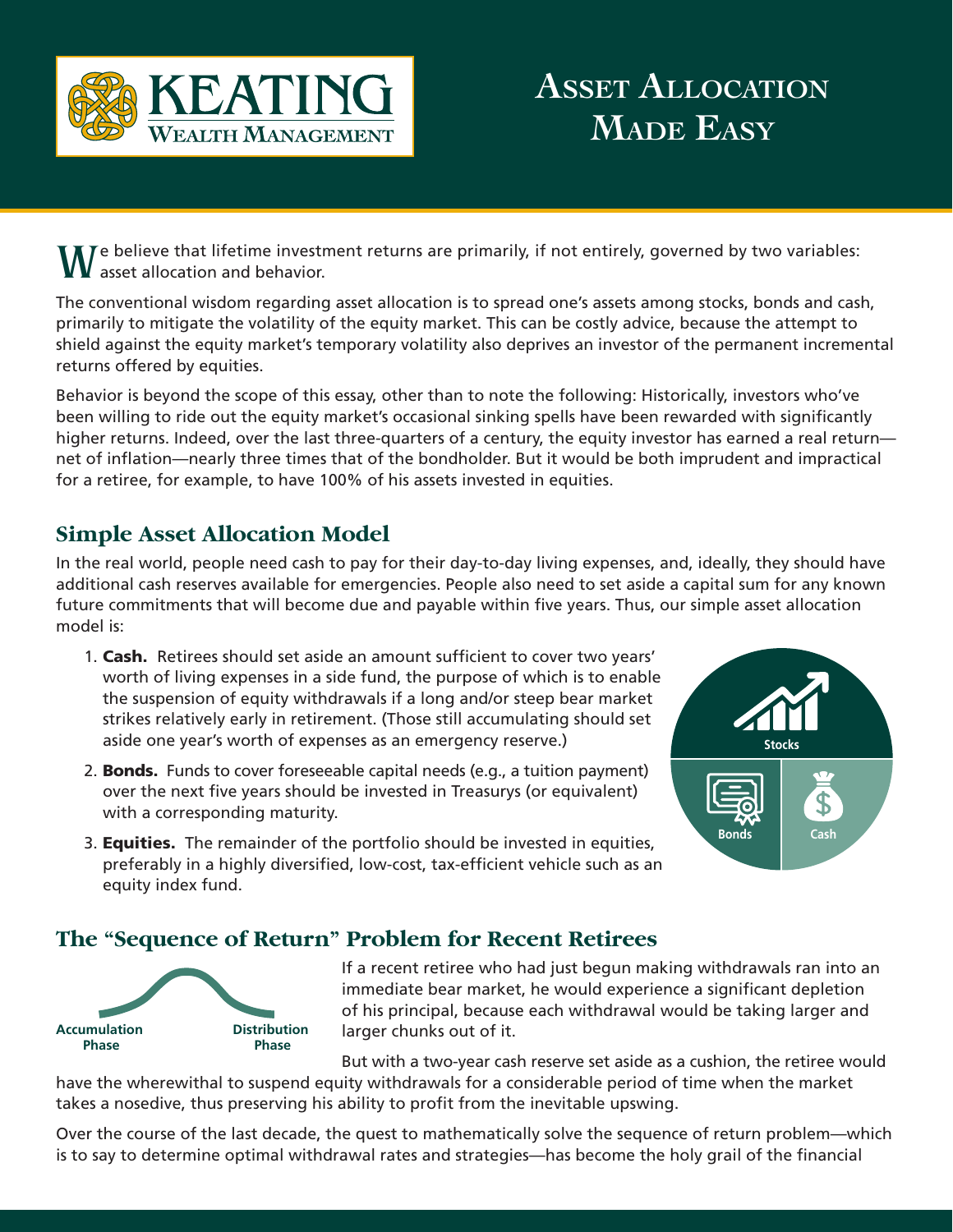# Asset Allocation Made Easy

We believe that lifetime investment returns are primarily, if not entirely, governed by two variables: asset allocation and behavior.

The conventional wisdom regarding asset allocation is to spread one's assets among stocks, bonds and cash, primarily to mitigate the volatility of the equity market. This can be costly advice, because the attempt to shield against the equity market's temporary volatility also deprives an investor of the permanent incremental returns offered by equities.

Behavior is beyond the scope of this essay, other than to note the following: Historically, investors who've been willing to ride out the equity market's occasional sinking spells have been rewarded with significantly higher returns. Indeed, over the last three-quarters of a century, the equity investor has earned a real return—net of inflation—nearly three times that of the bondholder. But it would be both imprudent and impractical for a retiree, for example, to have 100% of his assets invested in equities.

## Simple Asset Allocation Model

In the real world, people need cash to pay for their day-to-day living expenses, and, ideally, they should have additional cash reserves available for emergencies. People also need to set aside a capital sum for any known future commitments that will become due and payable within five years. Thus, our simple asset allocation model is:

1. **Cash.** Retirees should set aside an amount sufficient to cover two years' worth of living expenses in a side fund, the purpose of which is to enable the suspension of equity withdrawals if a long and/or steep bear market strikes relatively early in retirement. (Those still accumulating should set aside one year's worth of expenses as an emergency reserve.)
2. **Bonds.** Funds to cover foreseeable capital needs (e.g., a tuition payment) over the next five years should be invested in Treasurys (or equivalent) with a corresponding maturity.
3. **Equities.** The remainder of the portfolio should be invested in equities, preferably in a highly diversified, low-cost, tax-efficient vehicle such as an equity index fund.

## The "Sequence of Return" Problem for Recent Retirees

If a recent retiree who had just begun making withdrawals ran into an immediate bear market, he would experience a significant depletion of his principal, because each withdrawal would be taking larger and larger chunks out of it.

But with a two-year cash reserve set aside as a cushion, the retiree would have the wherewithal to suspend equity withdrawals for a considerable period of time when the market takes a nosedive, thus preserving his ability to profit from the inevitable upswing.

Over the course of the last decade, the quest to mathematically solve the sequence of return problem—which is to say to determine optimal withdrawal rates and strategies—has become the holy grail of the financial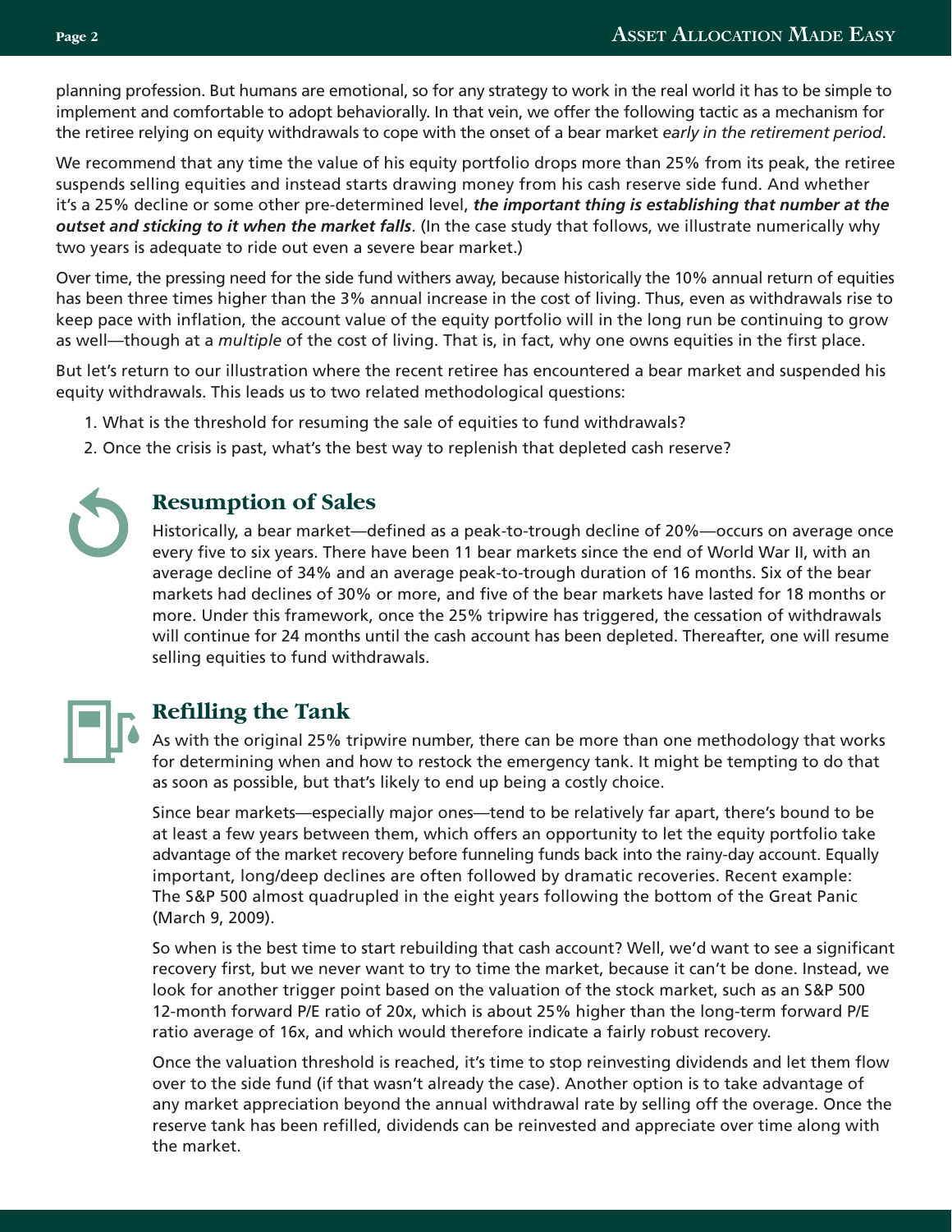planning profession. But humans are emotional, so for any strategy to work in the real world it has to be simple to implement and comfortable to adopt behaviorally. In that vein, we offer the following tactic as a mechanism for the retiree relying on equity withdrawals to cope with the onset of a bear market *early in the retirement period*.

We recommend that any time the value of his equity portfolio drops more than 25% from its peak, the retiree suspends selling equities and instead starts drawing money from his cash reserve side fund. And whether it's a 25% decline or some other pre-determined level, ***the important thing is establishing that number at the outset and sticking to it when the market falls***. (In the case study that follows, we illustrate numerically why two years is adequate to ride out even a severe bear market.)

Over time, the pressing need for the side fund withers away, because historically the 10% annual return of equities has been three times higher than the 3% annual increase in the cost of living. Thus, even as withdrawals rise to keep pace with inflation, the account value of the equity portfolio will in the long run be continuing to grow as well—though at a *multiple* of the cost of living. That is, in fact, why one owns equities in the first place.

But let's return to our illustration where the recent retiree has encountered a bear market and suspended his equity withdrawals. This leads us to two related methodological questions:

1. What is the threshold for resuming the sale of equities to fund withdrawals?
2. Once the crisis is past, what's the best way to replenish that depleted cash reserve?

## Resumption of Sales

Historically, a bear market—defined as a peak-to-trough decline of 20%—occurs on average once every five to six years. There have been 11 bear markets since the end of World War II, with an average decline of 34% and an average peak-to-trough duration of 16 months. Six of the bear markets had declines of 30% or more, and five of the bear markets have lasted for 18 months or more. Under this framework, once the 25% tripwire has triggered, the cessation of withdrawals will continue for 24 months until the cash account has been depleted. Thereafter, one will resume selling equities to fund withdrawals.

## Refilling the Tank

As with the original 25% tripwire number, there can be more than one methodology that works for determining when and how to restock the emergency tank. It might be tempting to do that as soon as possible, but that's likely to end up being a costly choice.

Since bear markets—especially major ones—tend to be relatively far apart, there's bound to be at least a few years between them, which offers an opportunity to let the equity portfolio take advantage of the market recovery before funneling funds back into the rainy-day account. Equally important, long/deep declines are often followed by dramatic recoveries. Recent example: The S&P 500 almost quadrupled in the eight years following the bottom of the Great Panic (March 9, 2009).

So when is the best time to start rebuilding that cash account? Well, we'd want to see a significant recovery first, but we never want to try to time the market, because it can't be done. Instead, we look for another trigger point based on the valuation of the stock market, such as an S&P 500 12-month forward P/E ratio of 20x, which is about 25% higher than the long-term forward P/E ratio average of 16x, and which would therefore indicate a fairly robust recovery.

Once the valuation threshold is reached, it's time to stop reinvesting dividends and let them flow over to the side fund (if that wasn't already the case). Another option is to take advantage of any market appreciation beyond the annual withdrawal rate by selling off the overage. Once the reserve tank has been refilled, dividends can be reinvested and appreciate over time along with the market.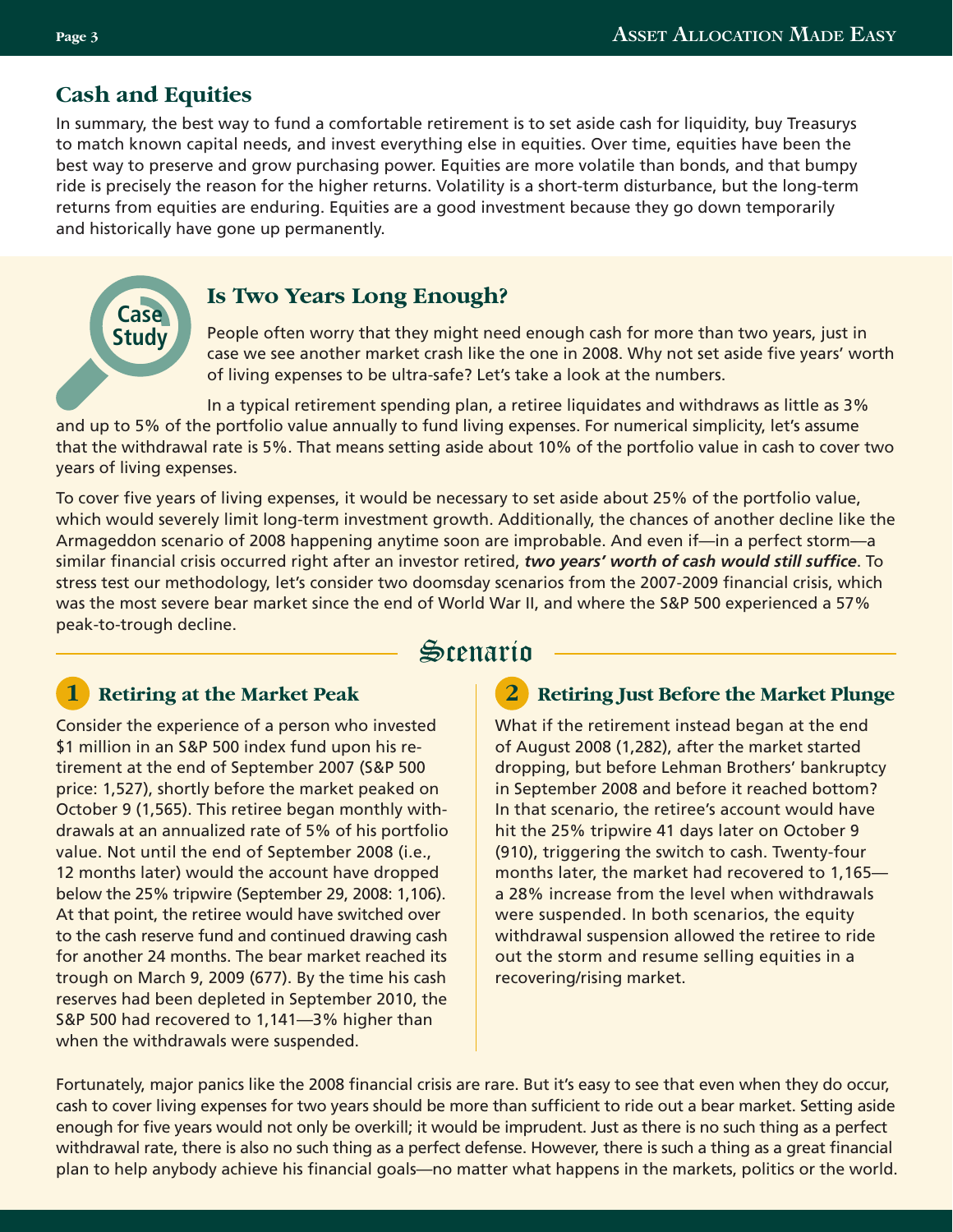## Cash and Equities

In summary, the best way to fund a comfortable retirement is to set aside cash for liquidity, buy Treasurys to match known capital needs, and invest everything else in equities. Over time, equities have been the best way to preserve and grow purchasing power. Equities are more volatile than bonds, and that bumpy ride is precisely the reason for the higher returns. Volatility is a short-term disturbance, but the long-term returns from equities are enduring. Equities are a good investment because they go down temporarily and historically have gone up permanently.

Case Study

## Is Two Years Long Enough?

People often worry that they might need enough cash for more than two years, just in case we see another market crash like the one in 2008. Why not set aside five years' worth of living expenses to be ultra-safe? Let's take a look at the numbers.

In a typical retirement spending plan, a retiree liquidates and withdraws as little as 3% and up to 5% of the portfolio value annually to fund living expenses. For numerical simplicity, let's assume that the withdrawal rate is 5%. That means setting aside about 10% of the portfolio value in cash to cover two years of living expenses.

To cover five years of living expenses, it would be necessary to set aside about 25% of the portfolio value, which would severely limit long-term investment growth. Additionally, the chances of another decline like the Armageddon scenario of 2008 happening anytime soon are improbable. And even if—in a perfect storm—a similar financial crisis occurred right after an investor retired, ***two years' worth of cash would still suffice***. To stress test our methodology, let's consider two doomsday scenarios from the 2007-2009 financial crisis, which was the most severe bear market since the end of World War II, and where the S&P 500 experienced a 57% peak-to-trough decline.

### Scenario

#### 1 Retiring at the Market Peak

Consider the experience of a person who invested $1 million in an S&P 500 index fund upon his retirement at the end of September 2007 (S&P 500 price: 1,527), shortly before the market peaked on October 9 (1,565). This retiree began monthly withdrawals at an annualized rate of 5% of his portfolio value. Not until the end of September 2008 (i.e., 12 months later) would the account have dropped below the 25% tripwire (September 29, 2008: 1,106). At that point, the retiree would have switched over to the cash reserve fund and continued drawing cash for another 24 months. The bear market reached its trough on March 9, 2009 (677). By the time his cash reserves had been depleted in September 2010, the S&P 500 had recovered to 1,141—3% higher than when the withdrawals were suspended.

#### 2 Retiring Just Before the Market Plunge

What if the retirement instead began at the end of August 2008 (1,282), after the market started dropping, but before Lehman Brothers' bankruptcy in September 2008 and before it reached bottom? In that scenario, the retiree's account would have hit the 25% tripwire 41 days later on October 9 (910), triggering the switch to cash. Twenty-four months later, the market had recovered to 1,165—a 28% increase from the level when withdrawals were suspended. In both scenarios, the equity withdrawal suspension allowed the retiree to ride out the storm and resume selling equities in a recovering/rising market.

Fortunately, major panics like the 2008 financial crisis are rare. But it's easy to see that even when they do occur, cash to cover living expenses for two years should be more than sufficient to ride out a bear market. Setting aside enough for five years would not only be overkill; it would be imprudent. Just as there is no such thing as a perfect withdrawal rate, there is also no such thing as a perfect defense. However, there is such a thing as a great financial plan to help anybody achieve his financial goals—no matter what happens in the markets, politics or the world.